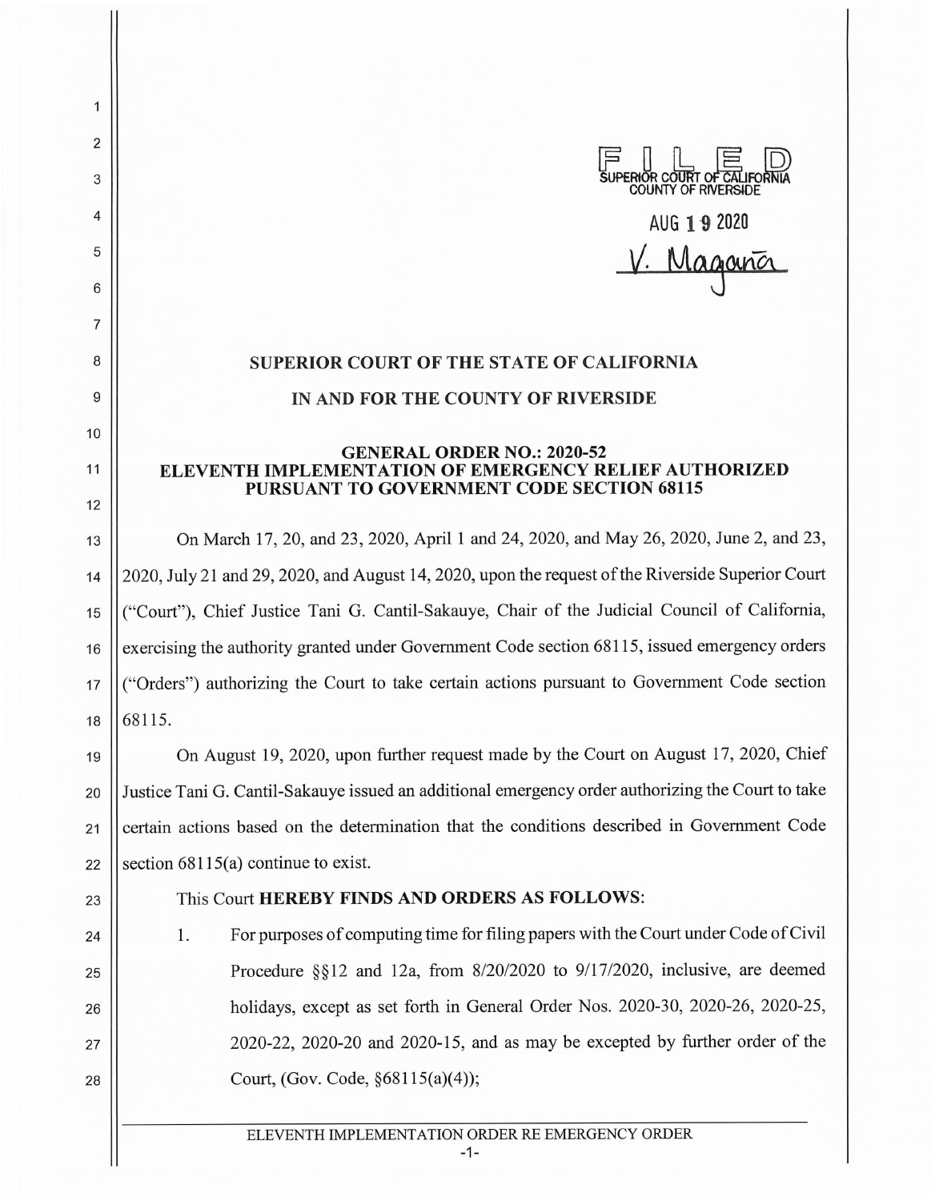FILED
SUPERIOR COURT OF CALIFORNIA
COUNTY OF RIVERSIDE

AUG 19 2020

V. Magaña

**SUPERIOR COURT OF THE STATE OF CALIFORNIA**

**IN AND FOR THE COUNTY OF RIVERSIDE**

**GENERAL ORDER NO.: 2020-52**
**ELEVENTH IMPLEMENTATION OF EMERGENCY RELIEF AUTHORIZED PURSUANT TO GOVERNMENT CODE SECTION 68115**

On March 17, 20, and 23, 2020, April 1 and 24, 2020, and May 26, 2020, June 2, and 23, 2020, July 21 and 29, 2020, and August 14, 2020, upon the request of the Riverside Superior Court ("Court"), Chief Justice Tani G. Cantil-Sakauye, Chair of the Judicial Council of California, exercising the authority granted under Government Code section 68115, issued emergency orders ("Orders") authorizing the Court to take certain actions pursuant to Government Code section 68115.

On August 19, 2020, upon further request made by the Court on August 17, 2020, Chief Justice Tani G. Cantil-Sakauye issued an additional emergency order authorizing the Court to take certain actions based on the determination that the conditions described in Government Code section 68115(a) continue to exist.

This Court **HEREBY FINDS AND ORDERS AS FOLLOWS**:

1. For purposes of computing time for filing papers with the Court under Code of Civil Procedure §§12 and 12a, from 8/20/2020 to 9/17/2020, inclusive, are deemed holidays, except as set forth in General Order Nos. 2020-30, 2020-26, 2020-25, 2020-22, 2020-20 and 2020-15, and as may be excepted by further order of the Court, (Gov. Code, §68115(a)(4));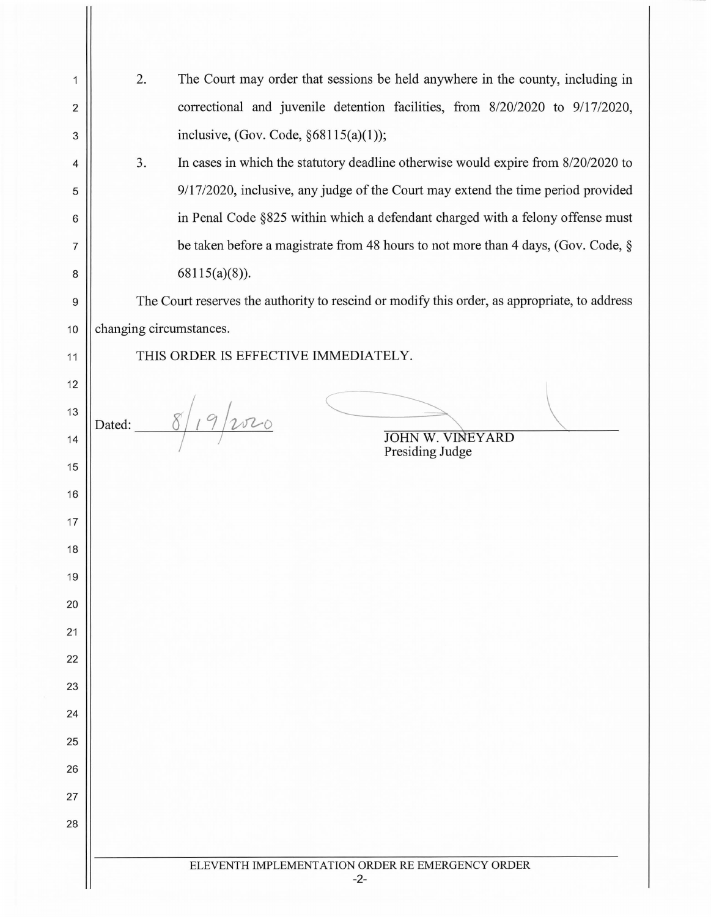2. The Court may order that sessions be held anywhere in the county, including in correctional and juvenile detention facilities, from 8/20/2020 to 9/17/2020, inclusive, (Gov. Code, §68115(a)(1));

3. In cases in which the statutory deadline otherwise would expire from 8/20/2020 to 9/17/2020, inclusive, any judge of the Court may extend the time period provided in Penal Code §825 within which a defendant charged with a felony offense must be taken before a magistrate from 48 hours to not more than 4 days, (Gov. Code, § 68115(a)(8)).

The Court reserves the authority to rescind or modify this order, as appropriate, to address changing circumstances.

THIS ORDER IS EFFECTIVE IMMEDIATELY.

Dated: 8/19/2020

JOHN W. VINEYARD
Presiding Judge

ELEVENTH IMPLEMENTATION ORDER RE EMERGENCY ORDER